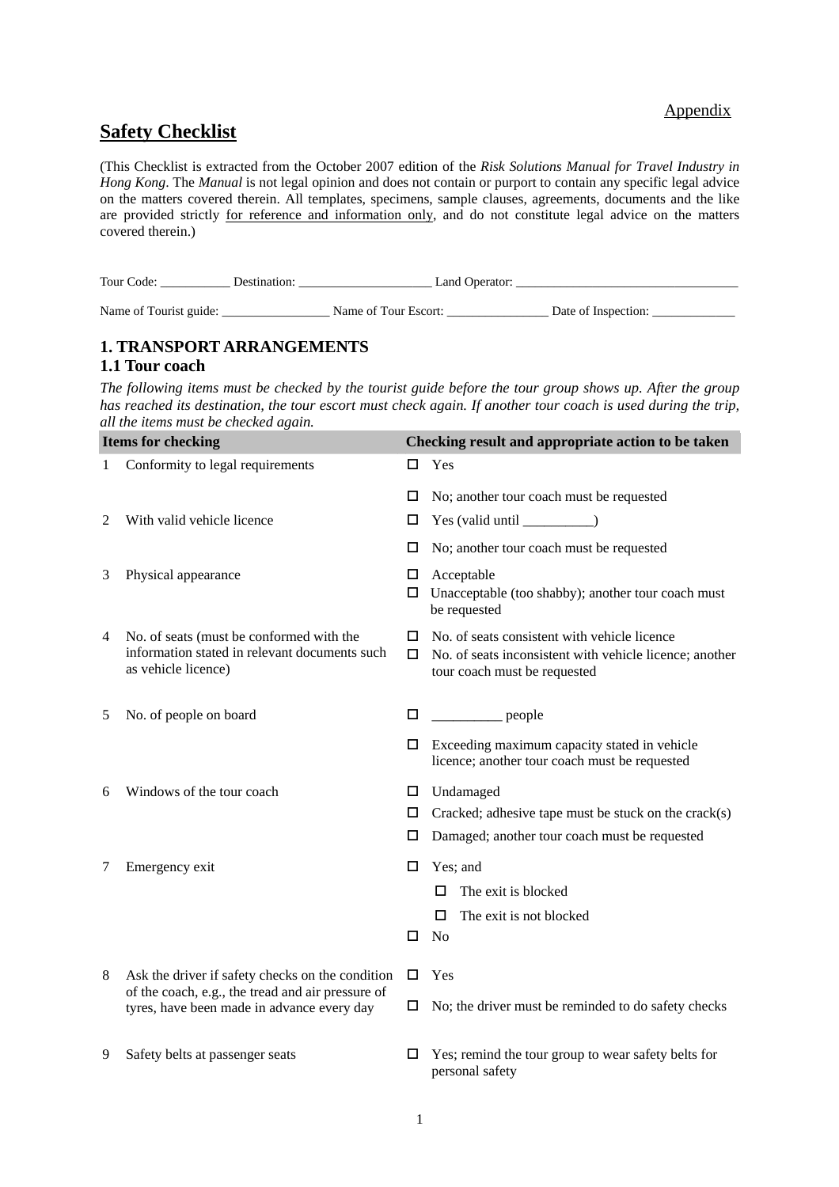Appendix

# Safety Checklist

(This Checklist is extracted from the October 2007 edition of the *Risk Solutions Manual for Travel Industry in Hong Kong*. The *Manual* is not legal opinion and does not contain or purport to contain any specific legal advice on the matters covered therein. All templates, specimens, sample clauses, agreements, documents and the like are provided strictly for reference and information only, and do not constitute legal advice on the matters covered therein.)

Tour Code: ___________ Destination: _____________________ Land Operator: ___________________________________

Name of Tourist guide: _________________ Name of Tour Escort: ________________ Date of Inspection: _____________

## 1. TRANSPORT ARRANGEMENTS

### 1.1 Tour coach

*The following items must be checked by the tourist guide before the tour group shows up. After the group has reached its destination, the tour escort must check again. If another tour coach is used during the trip, all the items must be checked again.*

| | Items for checking | Checking result and appropriate action to be taken |
|---|---|---|
| 1 | Conformity to legal requirements | ☐ Yes<br>☐ No; another tour coach must be requested |
| 2 | With valid vehicle licence | ☐ Yes (valid until __________)<br>☐ No; another tour coach must be requested |
| 3 | Physical appearance | ☐ Acceptable<br>☐ Unacceptable (too shabby); another tour coach must be requested |
| 4 | No. of seats (must be conformed with the information stated in relevant documents such as vehicle licence) | ☐ No. of seats consistent with vehicle licence<br>☐ No. of seats inconsistent with vehicle licence; another tour coach must be requested |
| 5 | No. of people on board | ☐ __________ people<br>☐ Exceeding maximum capacity stated in vehicle licence; another tour coach must be requested |
| 6 | Windows of the tour coach | ☐ Undamaged<br>☐ Cracked; adhesive tape must be stuck on the crack(s)<br>☐ Damaged; another tour coach must be requested |
| 7 | Emergency exit | ☐ Yes; and<br>&nbsp;&nbsp;&nbsp;&nbsp;☐ The exit is blocked<br>&nbsp;&nbsp;&nbsp;&nbsp;☐ The exit is not blocked<br>☐ No |
| 8 | Ask the driver if safety checks on the condition of the coach, e.g., the tread and air pressure of tyres, have been made in advance every day | ☐ Yes<br>☐ No; the driver must be reminded to do safety checks |
| 9 | Safety belts at passenger seats | ☐ Yes; remind the tour group to wear safety belts for personal safety |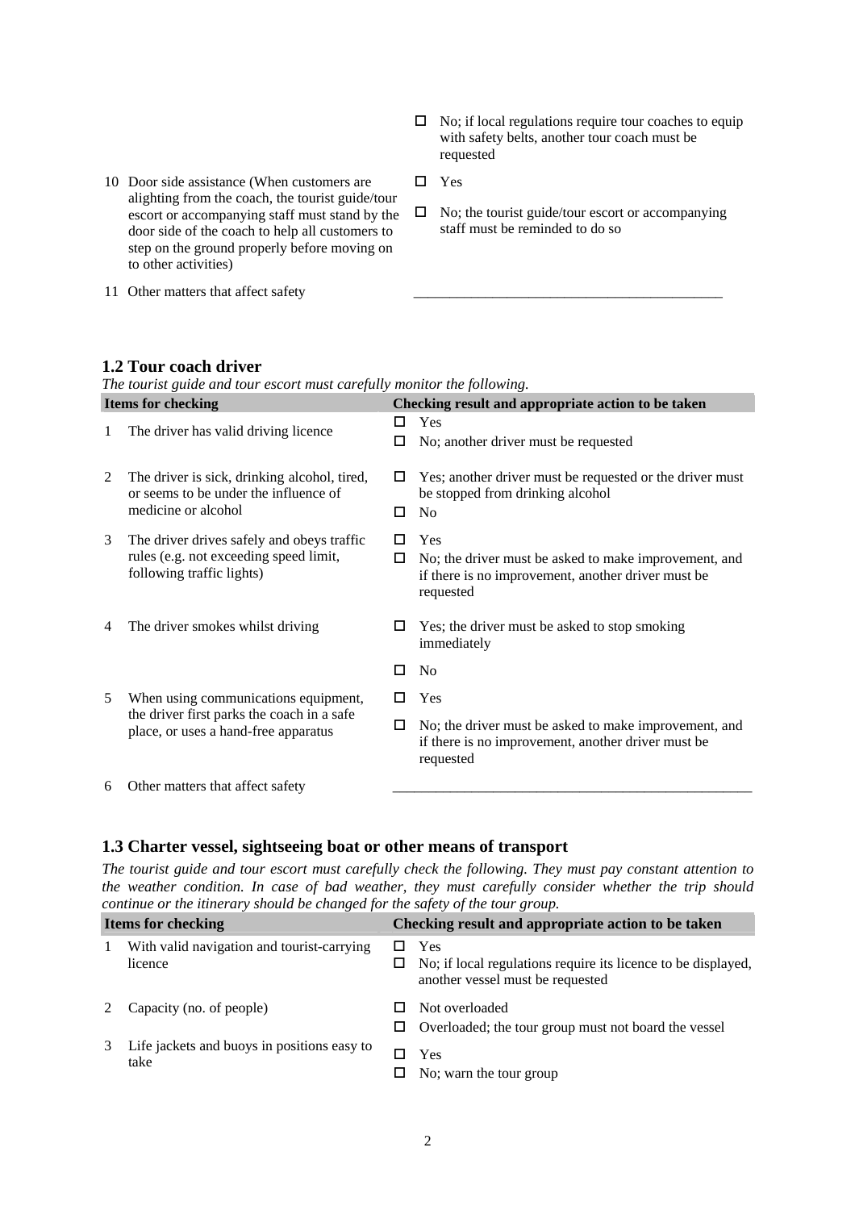| | | |
|---|---|---|
| | | ☐ No; if local regulations require tour coaches to equip with safety belts, another tour coach must be requested |
| 10 | Door side assistance (When customers are alighting from the coach, the tourist guide/tour escort or accompanying staff must stand by the door side of the coach to help all customers to step on the ground properly before moving on to other activities) | ☐ Yes<br>☐ No; the tourist guide/tour escort or accompanying staff must be reminded to do so |
| 11 | Other matters that affect safety | ____________________________________________ |

### 1.2 Tour coach driver

*The tourist guide and tour escort must carefully monitor the following.*

| | Items for checking | Checking result and appropriate action to be taken |
|---|---|---|
| 1 | The driver has valid driving licence | ☐ Yes<br>☐ No; another driver must be requested |
| 2 | The driver is sick, drinking alcohol, tired, or seems to be under the influence of medicine or alcohol | ☐ Yes; another driver must be requested or the driver must be stopped from drinking alcohol<br>☐ No |
| 3 | The driver drives safely and obeys traffic rules (e.g. not exceeding speed limit, following traffic lights) | ☐ Yes<br>☐ No; the driver must be asked to make improvement, and if there is no improvement, another driver must be requested |
| 4 | The driver smokes whilst driving | ☐ Yes; the driver must be asked to stop smoking immediately<br>☐ No |
| 5 | When using communications equipment, the driver first parks the coach in a safe place, or uses a hand-free apparatus | ☐ Yes<br>☐ No; the driver must be asked to make improvement, and if there is no improvement, another driver must be requested |
| 6 | Other matters that affect safety | ____________________________________________ |

### 1.3 Charter vessel, sightseeing boat or other means of transport

*The tourist guide and tour escort must carefully check the following. They must pay constant attention to the weather condition. In case of bad weather, they must carefully consider whether the trip should continue or the itinerary should be changed for the safety of the tour group.*

| | Items for checking | Checking result and appropriate action to be taken |
|---|---|---|
| 1 | With valid navigation and tourist-carrying licence | ☐ Yes<br>☐ No; if local regulations require its licence to be displayed, another vessel must be requested |
| 2 | Capacity (no. of people) | ☐ Not overloaded<br>☐ Overloaded; the tour group must not board the vessel |
| 3 | Life jackets and buoys in positions easy to take | ☐ Yes<br>☐ No; warn the tour group |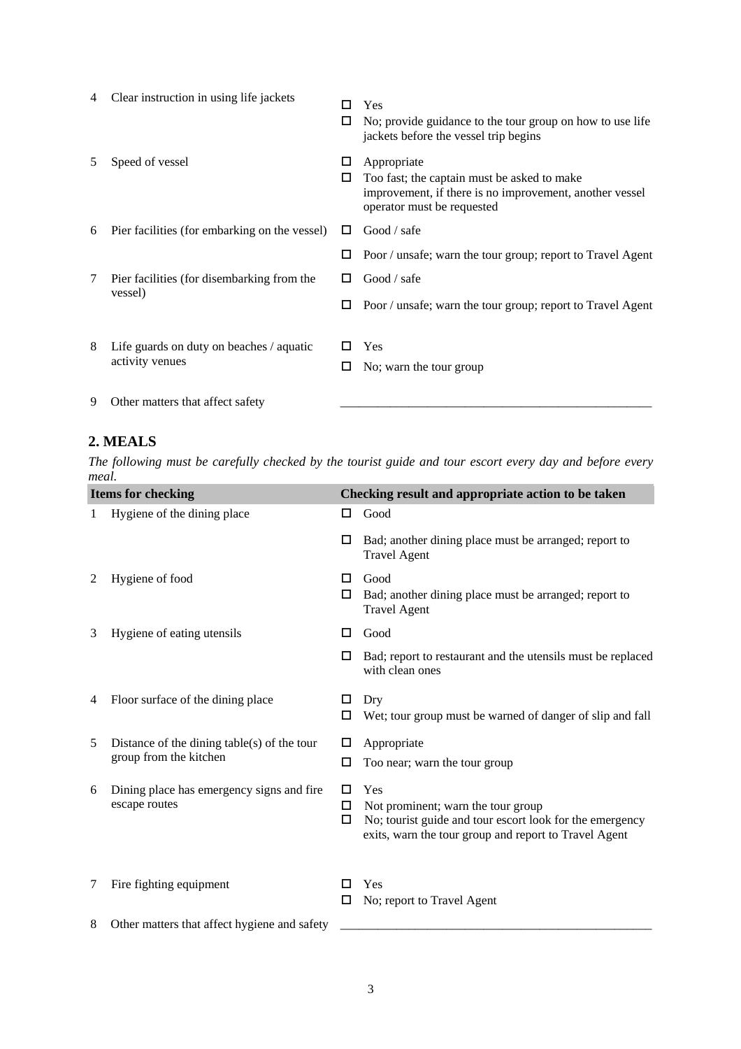| | | |
|---|---|---|
| 4 | Clear instruction in using life jackets | ☐ Yes<br>☐ No; provide guidance to the tour group on how to use life jackets before the vessel trip begins |
| 5 | Speed of vessel | ☐ Appropriate<br>☐ Too fast; the captain must be asked to make improvement, if there is no improvement, another vessel operator must be requested |
| 6 | Pier facilities (for embarking on the vessel) | ☐ Good / safe<br>☐ Poor / unsafe; warn the tour group; report to Travel Agent |
| 7 | Pier facilities (for disembarking from the vessel) | ☐ Good / safe<br>☐ Poor / unsafe; warn the tour group; report to Travel Agent |
| 8 | Life guards on duty on beaches / aquatic activity venues | ☐ Yes<br>☐ No; warn the tour group |
| 9 | Other matters that affect safety | ___________________________________________________ |

## 2. MEALS

*The following must be carefully checked by the tourist guide and tour escort every day and before every meal.*

| | Items for checking | Checking result and appropriate action to be taken |
|---|---|---|
| 1 | Hygiene of the dining place | ☐ Good<br>☐ Bad; another dining place must be arranged; report to Travel Agent |
| 2 | Hygiene of food | ☐ Good<br>☐ Bad; another dining place must be arranged; report to Travel Agent |
| 3 | Hygiene of eating utensils | ☐ Good<br>☐ Bad; report to restaurant and the utensils must be replaced with clean ones |
| 4 | Floor surface of the dining place | ☐ Dry<br>☐ Wet; tour group must be warned of danger of slip and fall |
| 5 | Distance of the dining table(s) of the tour group from the kitchen | ☐ Appropriate<br>☐ Too near; warn the tour group |
| 6 | Dining place has emergency signs and fire escape routes | ☐ Yes<br>☐ Not prominent; warn the tour group<br>☐ No; tourist guide and tour escort look for the emergency exits, warn the tour group and report to Travel Agent |
| 7 | Fire fighting equipment | ☐ Yes<br>☐ No; report to Travel Agent |
| 8 | Other matters that affect hygiene and safety | ___________________________________________________ |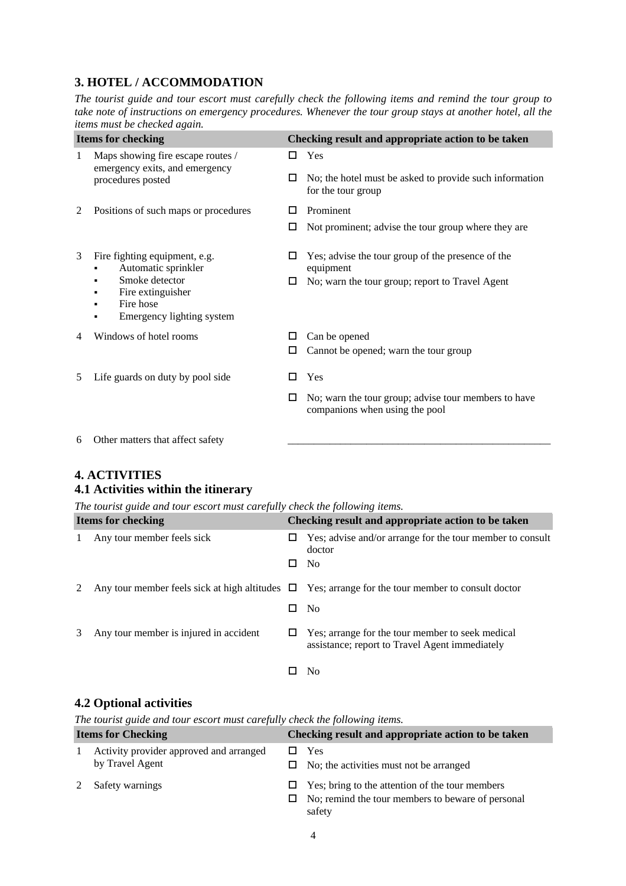## 3. HOTEL / ACCOMMODATION

*The tourist guide and tour escort must carefully check the following items and remind the tour group to take note of instructions on emergency procedures. Whenever the tour group stays at another hotel, all the items must be checked again.*

| | Items for checking | Checking result and appropriate action to be taken |
|---|---|---|
| 1 | Maps showing fire escape routes / emergency exits, and emergency procedures posted | ☐ Yes<br>☐ No; the hotel must be asked to provide such information for the tour group |
| 2 | Positions of such maps or procedures | ☐ Prominent<br>☐ Not prominent; advise the tour group where they are |
| 3 | Fire fighting equipment, e.g.<br>▪ Automatic sprinkler<br>▪ Smoke detector<br>▪ Fire extinguisher<br>▪ Fire hose<br>▪ Emergency lighting system | ☐ Yes; advise the tour group of the presence of the equipment<br>☐ No; warn the tour group; report to Travel Agent |
| 4 | Windows of hotel rooms | ☐ Can be opened<br>☐ Cannot be opened; warn the tour group |
| 5 | Life guards on duty by pool side | ☐ Yes<br>☐ No; warn the tour group; advise tour members to have companions when using the pool |
| 6 | Other matters that affect safety | ___________________________________________ |

## 4. ACTIVITIES

### 4.1 Activities within the itinerary

*The tourist guide and tour escort must carefully check the following items.*

| | Items for checking | Checking result and appropriate action to be taken |
|---|---|---|
| 1 | Any tour member feels sick | ☐ Yes; advise and/or arrange for the tour member to consult doctor<br>☐ No |
| 2 | Any tour member feels sick at high altitudes | ☐ Yes; arrange for the tour member to consult doctor<br>☐ No |
| 3 | Any tour member is injured in accident | ☐ Yes; arrange for the tour member to seek medical assistance; report to Travel Agent immediately<br>☐ No |

### 4.2 Optional activities

*The tourist guide and tour escort must carefully check the following items.*

| | Items for Checking | Checking result and appropriate action to be taken |
|---|---|---|
| 1 | Activity provider approved and arranged by Travel Agent | ☐ Yes<br>☐ No; the activities must not be arranged |
| 2 | Safety warnings | ☐ Yes; bring to the attention of the tour members<br>☐ No; remind the tour members to beware of personal safety |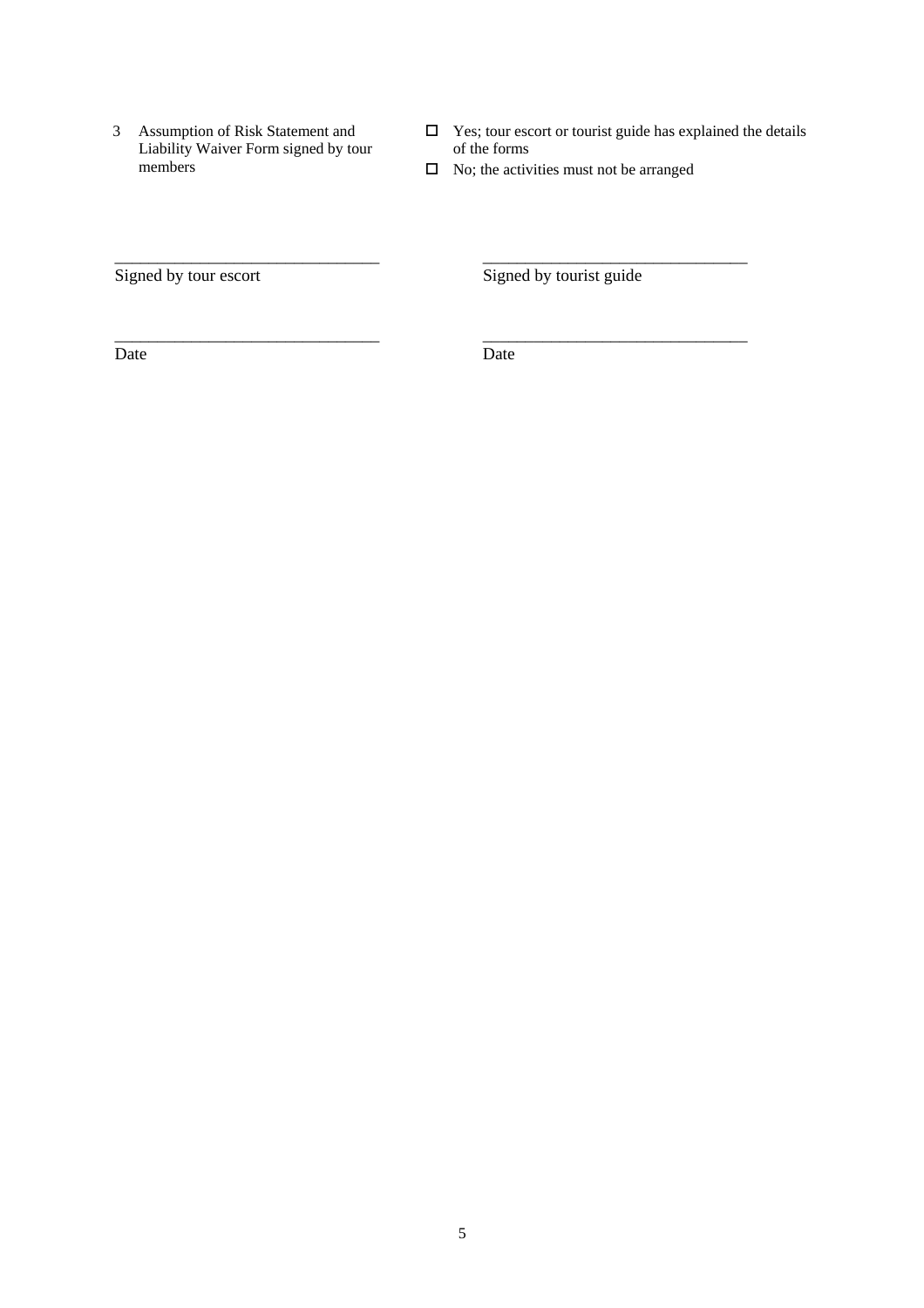| | | |
|---|---|---|
| 3 | Assumption of Risk Statement and Liability Waiver Form signed by tour members | ☐ Yes; tour escort or tourist guide has explained the details of the forms<br>☐ No; the activities must not be arranged |

\_\_\_\_\_\_\_\_\_\_\_\_\_\_\_\_\_\_\_\_\_\_\_\_\_\_\_\_\_\_\_\_
Signed by tour escort

\_\_\_\_\_\_\_\_\_\_\_\_\_\_\_\_\_\_\_\_\_\_\_\_\_\_\_\_\_\_\_\_
Signed by tourist guide

\_\_\_\_\_\_\_\_\_\_\_\_\_\_\_\_\_\_\_\_\_\_\_\_\_\_\_\_\_\_\_\_
Date

\_\_\_\_\_\_\_\_\_\_\_\_\_\_\_\_\_\_\_\_\_\_\_\_\_\_\_\_\_\_\_\_
Date